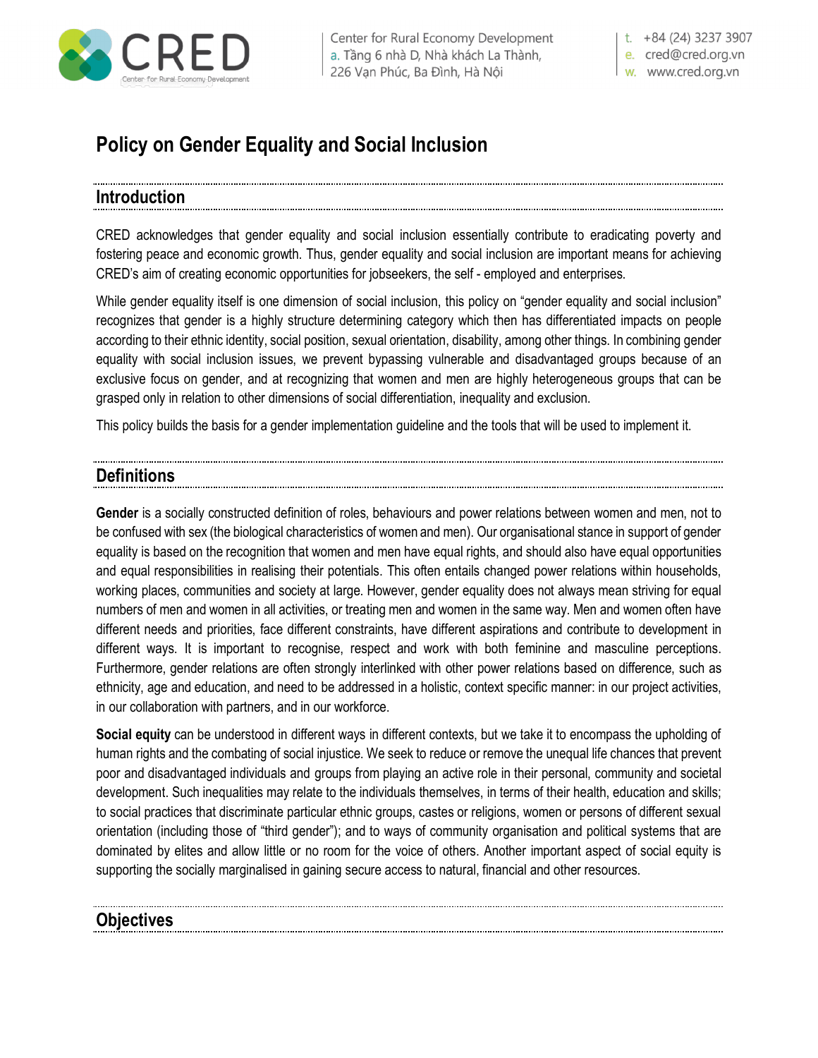# Policy on Gender Equality and Social Inclusion

## Introduction

CRED acknowledges that gender equality and social inclusion essentially contribute to eradicating poverty and fostering peace and economic growth. Thus, gender equality and social inclusion are important means for achieving CRED's aim of creating economic opportunities for jobseekers, the self - employed and enterprises.

While gender equality itself is one dimension of social inclusion, this policy on "gender equality and social inclusion" recognizes that gender is a highly structure determining category which then has differentiated impacts on people according to their ethnic identity, social position, sexual orientation, disability, among other things. In combining gender equality with social inclusion issues, we prevent bypassing vulnerable and disadvantaged groups because of an exclusive focus on gender, and at recognizing that women and men are highly heterogeneous groups that can be grasped only in relation to other dimensions of social differentiation, inequality and exclusion.

This policy builds the basis for a gender implementation guideline and the tools that will be used to implement it.

## Definitions

**Gender** is a socially constructed definition of roles, behaviours and power relations between women and men, not to be confused with sex (the biological characteristics of women and men). Our organisational stance in support of gender equality is based on the recognition that women and men have equal rights, and should also have equal opportunities and equal responsibilities in realising their potentials. This often entails changed power relations within households, working places, communities and society at large. However, gender equality does not always mean striving for equal numbers of men and women in all activities, or treating men and women in the same way. Men and women often have different needs and priorities, face different constraints, have different aspirations and contribute to development in different ways. It is important to recognise, respect and work with both feminine and masculine perceptions. Furthermore, gender relations are often strongly interlinked with other power relations based on difference, such as ethnicity, age and education, and need to be addressed in a holistic, context specific manner: in our project activities, in our collaboration with partners, and in our workforce.

**Social equity** can be understood in different ways in different contexts, but we take it to encompass the upholding of human rights and the combating of social injustice. We seek to reduce or remove the unequal life chances that prevent poor and disadvantaged individuals and groups from playing an active role in their personal, community and societal development. Such inequalities may relate to the individuals themselves, in terms of their health, education and skills; to social practices that discriminate particular ethnic groups, castes or religions, women or persons of different sexual orientation (including those of "third gender"); and to ways of community organisation and political systems that are dominated by elites and allow little or no room for the voice of others. Another important aspect of social equity is supporting the socially marginalised in gaining secure access to natural, financial and other resources.

## Objectives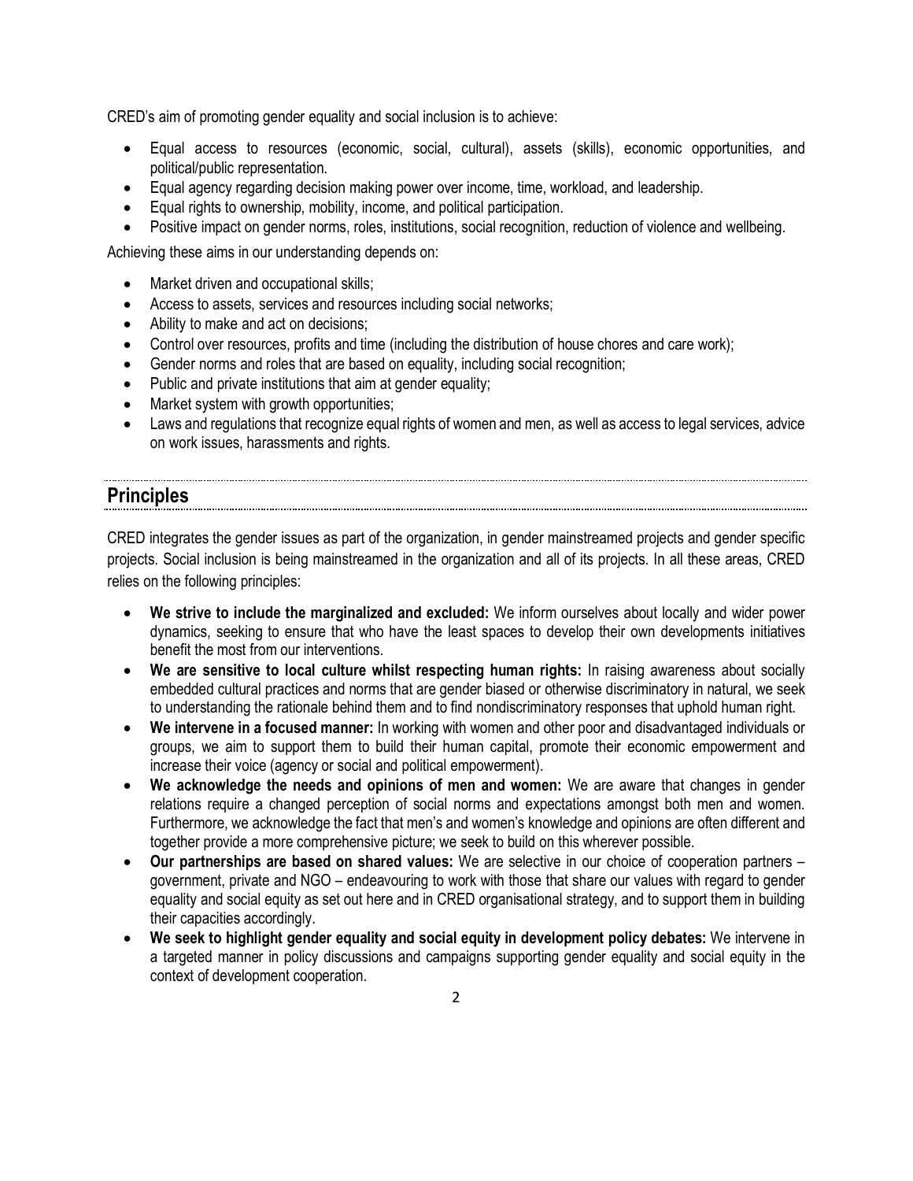CRED's aim of promoting gender equality and social inclusion is to achieve:

- Equal access to resources (economic, social, cultural), assets (skills), economic opportunities, and political/public representation.
- Equal agency regarding decision making power over income, time, workload, and leadership.
- Equal rights to ownership, mobility, income, and political participation.
- Positive impact on gender norms, roles, institutions, social recognition, reduction of violence and wellbeing.

Achieving these aims in our understanding depends on:

- Market driven and occupational skills;
- Access to assets, services and resources including social networks;
- Ability to make and act on decisions;
- Control over resources, profits and time (including the distribution of house chores and care work);
- Gender norms and roles that are based on equality, including social recognition;
- Public and private institutions that aim at gender equality;
- Market system with growth opportunities;
- Laws and regulations that recognize equal rights of women and men, as well as access to legal services, advice on work issues, harassments and rights.

## Principles

CRED integrates the gender issues as part of the organization, in gender mainstreamed projects and gender specific projects. Social inclusion is being mainstreamed in the organization and all of its projects. In all these areas, CRED relies on the following principles:

- **We strive to include the marginalized and excluded:** We inform ourselves about locally and wider power dynamics, seeking to ensure that who have the least spaces to develop their own developments initiatives benefit the most from our interventions.
- **We are sensitive to local culture whilst respecting human rights:** In raising awareness about socially embedded cultural practices and norms that are gender biased or otherwise discriminatory in natural, we seek to understanding the rationale behind them and to find nondiscriminatory responses that uphold human right.
- **We intervene in a focused manner:** In working with women and other poor and disadvantaged individuals or groups, we aim to support them to build their human capital, promote their economic empowerment and increase their voice (agency or social and political empowerment).
- **We acknowledge the needs and opinions of men and women:** We are aware that changes in gender relations require a changed perception of social norms and expectations amongst both men and women. Furthermore, we acknowledge the fact that men's and women's knowledge and opinions are often different and together provide a more comprehensive picture; we seek to build on this wherever possible.
- **Our partnerships are based on shared values:** We are selective in our choice of cooperation partners – government, private and NGO – endeavouring to work with those that share our values with regard to gender equality and social equity as set out here and in CRED organisational strategy, and to support them in building their capacities accordingly.
- **We seek to highlight gender equality and social equity in development policy debates:** We intervene in a targeted manner in policy discussions and campaigns supporting gender equality and social equity in the context of development cooperation.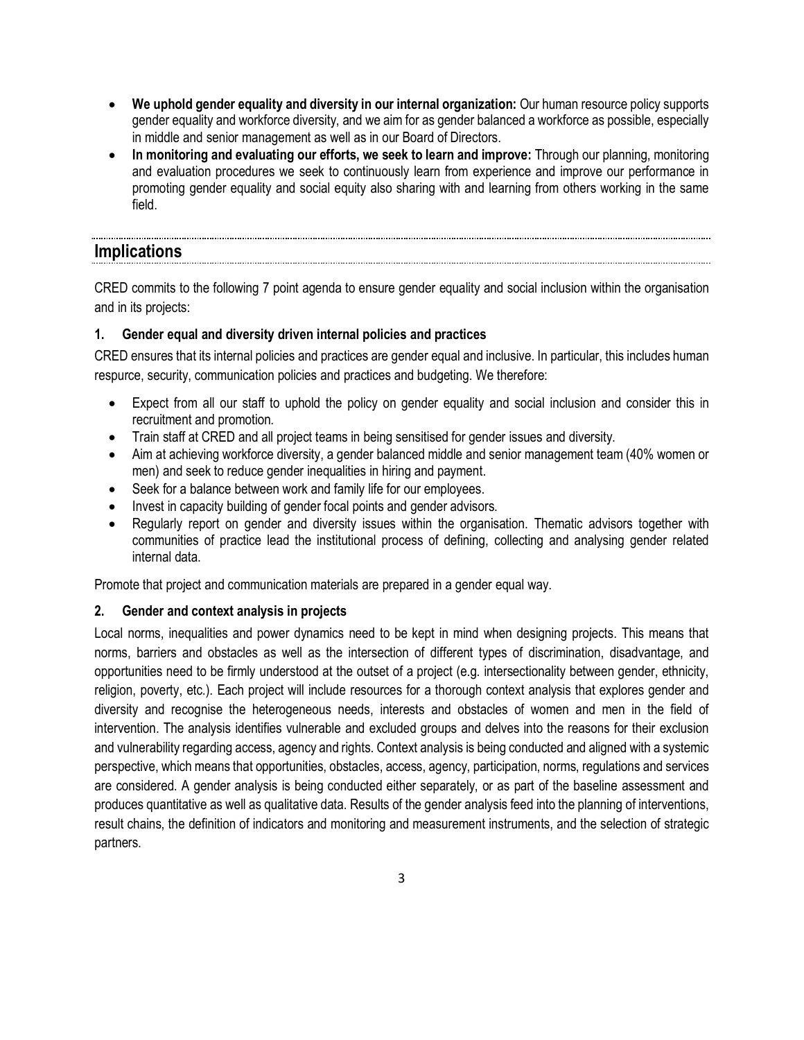- **We uphold gender equality and diversity in our internal organization:** Our human resource policy supports gender equality and workforce diversity, and we aim for as gender balanced a workforce as possible, especially in middle and senior management as well as in our Board of Directors.
- **In monitoring and evaluating our efforts, we seek to learn and improve:** Through our planning, monitoring and evaluation procedures we seek to continuously learn from experience and improve our performance in promoting gender equality and social equity also sharing with and learning from others working in the same field.

## Implications

CRED commits to the following 7 point agenda to ensure gender equality and social inclusion within the organisation and in its projects:

### 1. Gender equal and diversity driven internal policies and practices

CRED ensures that its internal policies and practices are gender equal and inclusive. In particular, this includes human respurce, security, communication policies and practices and budgeting. We therefore:

- Expect from all our staff to uphold the policy on gender equality and social inclusion and consider this in recruitment and promotion.
- Train staff at CRED and all project teams in being sensitised for gender issues and diversity.
- Aim at achieving workforce diversity, a gender balanced middle and senior management team (40% women or men) and seek to reduce gender inequalities in hiring and payment.
- Seek for a balance between work and family life for our employees.
- Invest in capacity building of gender focal points and gender advisors.
- Regularly report on gender and diversity issues within the organisation. Thematic advisors together with communities of practice lead the institutional process of defining, collecting and analysing gender related internal data.

Promote that project and communication materials are prepared in a gender equal way.

### 2. Gender and context analysis in projects

Local norms, inequalities and power dynamics need to be kept in mind when designing projects. This means that norms, barriers and obstacles as well as the intersection of different types of discrimination, disadvantage, and opportunities need to be firmly understood at the outset of a project (e.g. intersectionality between gender, ethnicity, religion, poverty, etc.). Each project will include resources for a thorough context analysis that explores gender and diversity and recognise the heterogeneous needs, interests and obstacles of women and men in the field of intervention. The analysis identifies vulnerable and excluded groups and delves into the reasons for their exclusion and vulnerability regarding access, agency and rights. Context analysis is being conducted and aligned with a systemic perspective, which means that opportunities, obstacles, access, agency, participation, norms, regulations and services are considered. A gender analysis is being conducted either separately, or as part of the baseline assessment and produces quantitative as well as qualitative data. Results of the gender analysis feed into the planning of interventions, result chains, the definition of indicators and monitoring and measurement instruments, and the selection of strategic partners.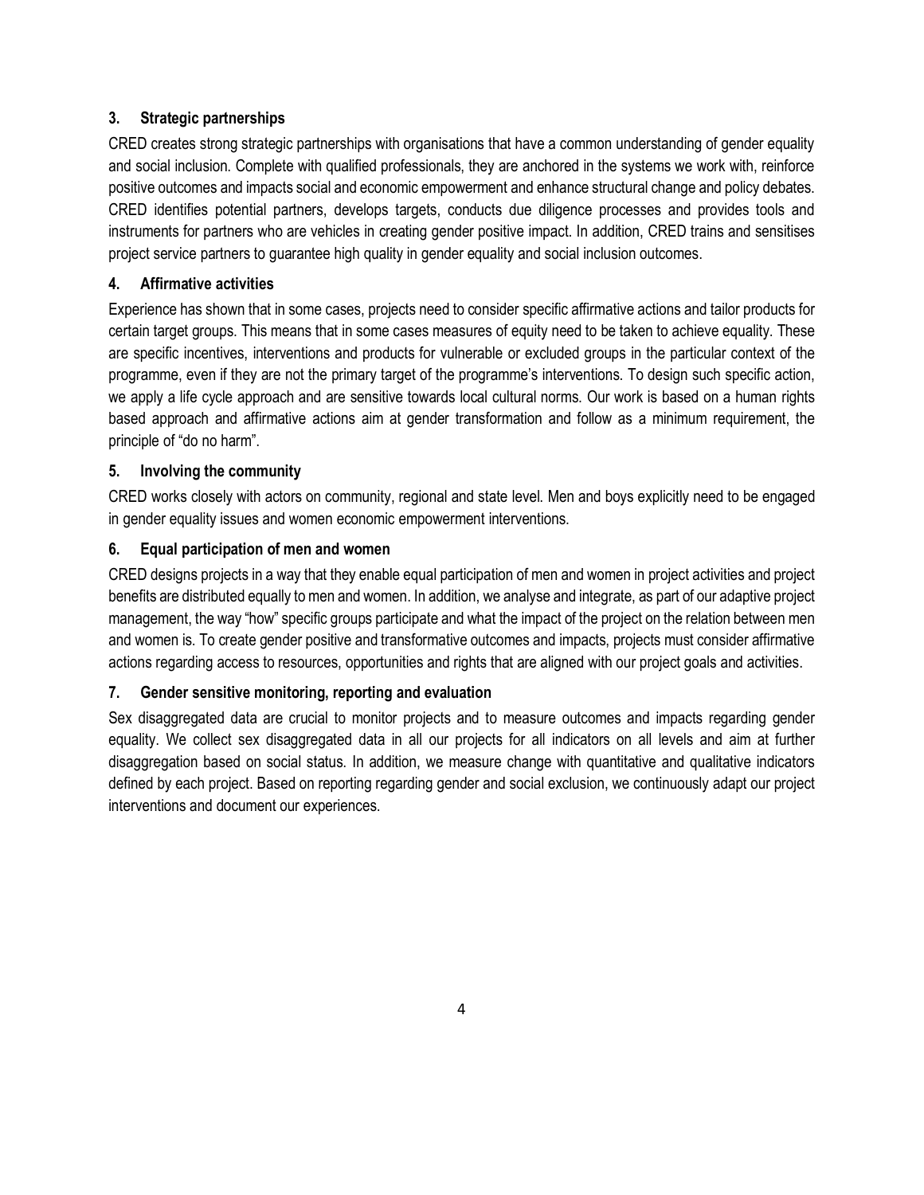### 3. Strategic partnerships

CRED creates strong strategic partnerships with organisations that have a common understanding of gender equality and social inclusion. Complete with qualified professionals, they are anchored in the systems we work with, reinforce positive outcomes and impacts social and economic empowerment and enhance structural change and policy debates. CRED identifies potential partners, develops targets, conducts due diligence processes and provides tools and instruments for partners who are vehicles in creating gender positive impact. In addition, CRED trains and sensitises project service partners to guarantee high quality in gender equality and social inclusion outcomes.

### 4. Affirmative activities

Experience has shown that in some cases, projects need to consider specific affirmative actions and tailor products for certain target groups. This means that in some cases measures of equity need to be taken to achieve equality. These are specific incentives, interventions and products for vulnerable or excluded groups in the particular context of the programme, even if they are not the primary target of the programme's interventions. To design such specific action, we apply a life cycle approach and are sensitive towards local cultural norms. Our work is based on a human rights based approach and affirmative actions aim at gender transformation and follow as a minimum requirement, the principle of "do no harm".

### 5. Involving the community

CRED works closely with actors on community, regional and state level. Men and boys explicitly need to be engaged in gender equality issues and women economic empowerment interventions.

### 6. Equal participation of men and women

CRED designs projects in a way that they enable equal participation of men and women in project activities and project benefits are distributed equally to men and women. In addition, we analyse and integrate, as part of our adaptive project management, the way "how" specific groups participate and what the impact of the project on the relation between men and women is. To create gender positive and transformative outcomes and impacts, projects must consider affirmative actions regarding access to resources, opportunities and rights that are aligned with our project goals and activities.

### 7. Gender sensitive monitoring, reporting and evaluation

Sex disaggregated data are crucial to monitor projects and to measure outcomes and impacts regarding gender equality. We collect sex disaggregated data in all our projects for all indicators on all levels and aim at further disaggregation based on social status. In addition, we measure change with quantitative and qualitative indicators defined by each project. Based on reporting regarding gender and social exclusion, we continuously adapt our project interventions and document our experiences.